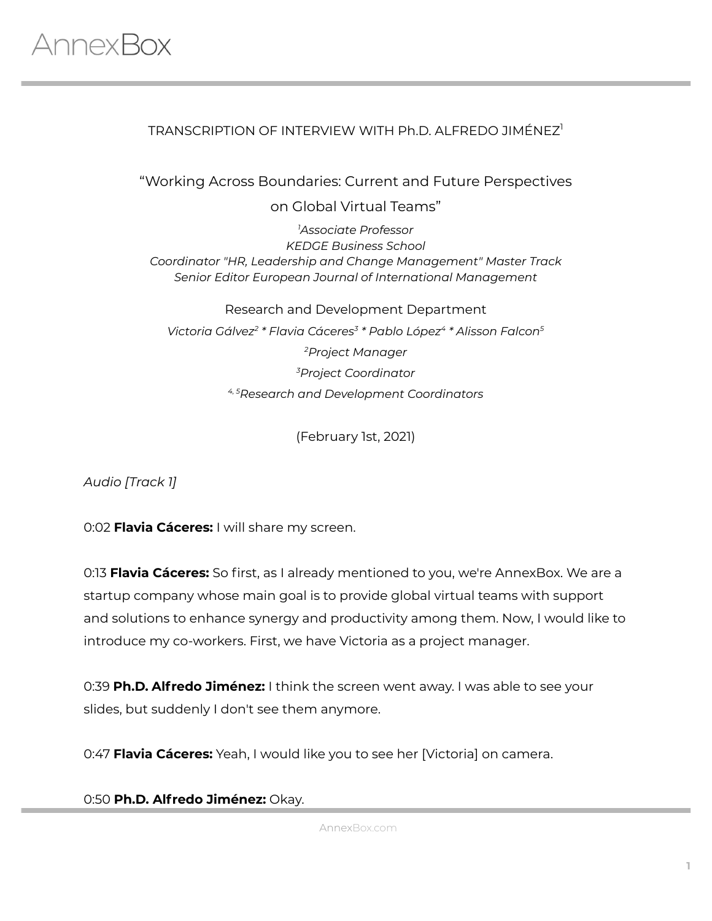TRANSCRIPTION OF INTERVIEW WITH Ph.D. ALFREDO JIMÉNEZ[1]

“Working Across Boundaries: Current and Future Perspectives on Global Virtual Teams”

*[1]Associate Professor*
*KEDGE Business School*
*Coordinator "HR, Leadership and Change Management" Master Track*
*Senior Editor European Journal of International Management*

Research and Development Department

*Victoria Gálvez[2] * Flavia Cáceres[3] * Pablo López[4] * Alisson Falcon[5]*

*[2]Project Manager*

*[3]Project Coordinator*

*[4, 5]Research and Development Coordinators*

(February 1st, 2021)

*Audio [Track 1]*

0:02 **Flavia Cáceres:** I will share my screen.

0:13 **Flavia Cáceres:** So first, as I already mentioned to you, we're AnnexBox. We are a startup company whose main goal is to provide global virtual teams with support and solutions to enhance synergy and productivity among them. Now, I would like to introduce my co-workers. First, we have Victoria as a project manager.

0:39 **Ph.D. Alfredo Jiménez:** I think the screen went away. I was able to see your slides, but suddenly I don't see them anymore.

0:47 **Flavia Cáceres:** Yeah, I would like you to see her [Victoria] on camera.

0:50 **Ph.D. Alfredo Jiménez:** Okay.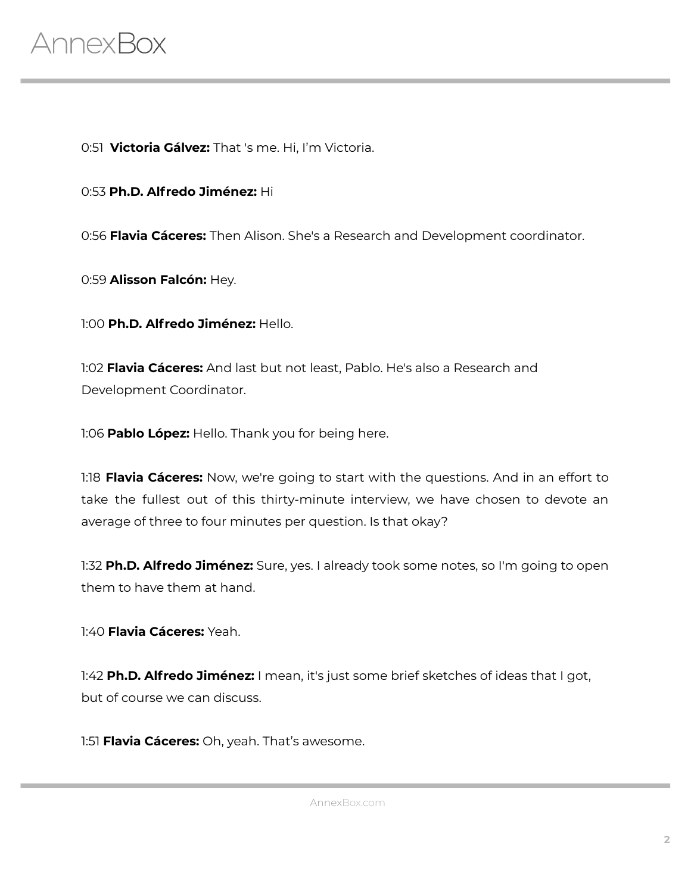0:51 **Victoria Gálvez:** That 's me. Hi, I'm Victoria.

0:53 **Ph.D. Alfredo Jiménez:** Hi

0:56 **Flavia Cáceres:** Then Alison. She's a Research and Development coordinator.

0:59 **Alisson Falcón:** Hey.

1:00 **Ph.D. Alfredo Jiménez:** Hello.

1:02 **Flavia Cáceres:** And last but not least, Pablo. He's also a Research and Development Coordinator.

1:06 **Pablo López:** Hello. Thank you for being here.

1:18 **Flavia Cáceres:** Now, we're going to start with the questions. And in an effort to take the fullest out of this thirty-minute interview, we have chosen to devote an average of three to four minutes per question. Is that okay?

1:32 **Ph.D. Alfredo Jiménez:** Sure, yes. I already took some notes, so I'm going to open them to have them at hand.

1:40 **Flavia Cáceres:** Yeah.

1:42 **Ph.D. Alfredo Jiménez:** I mean, it's just some brief sketches of ideas that I got, but of course we can discuss.

1:51 **Flavia Cáceres:** Oh, yeah. That's awesome.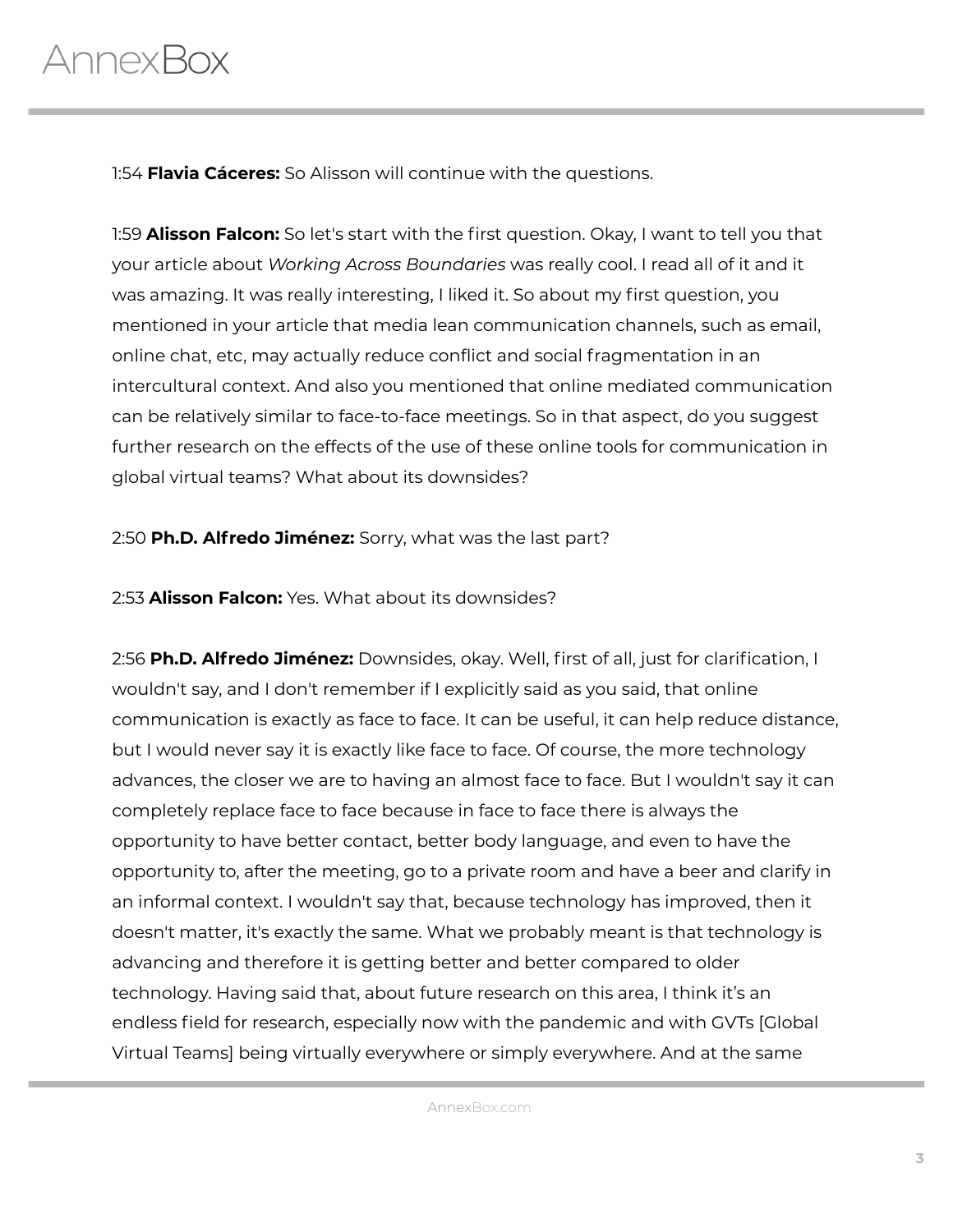1:54 **Flavia Cáceres:** So Alisson will continue with the questions.

1:59 **Alisson Falcon:** So let's start with the first question. Okay, I want to tell you that your article about *Working Across Boundaries* was really cool. I read all of it and it was amazing. It was really interesting, I liked it. So about my first question, you mentioned in your article that media lean communication channels, such as email, online chat, etc, may actually reduce conflict and social fragmentation in an intercultural context. And also you mentioned that online mediated communication can be relatively similar to face-to-face meetings. So in that aspect, do you suggest further research on the effects of the use of these online tools for communication in global virtual teams? What about its downsides?

2:50 **Ph.D. Alfredo Jiménez:** Sorry, what was the last part?

2:53 **Alisson Falcon:** Yes. What about its downsides?

2:56 **Ph.D. Alfredo Jiménez:** Downsides, okay. Well, first of all, just for clarification, I wouldn't say, and I don't remember if I explicitly said as you said, that online communication is exactly as face to face. It can be useful, it can help reduce distance, but I would never say it is exactly like face to face. Of course, the more technology advances, the closer we are to having an almost face to face. But I wouldn't say it can completely replace face to face because in face to face there is always the opportunity to have better contact, better body language, and even to have the opportunity to, after the meeting, go to a private room and have a beer and clarify in an informal context. I wouldn't say that, because technology has improved, then it doesn't matter, it's exactly the same. What we probably meant is that technology is advancing and therefore it is getting better and better compared to older technology. Having said that, about future research on this area, I think it's an endless field for research, especially now with the pandemic and with GVTs [Global Virtual Teams] being virtually everywhere or simply everywhere. And at the same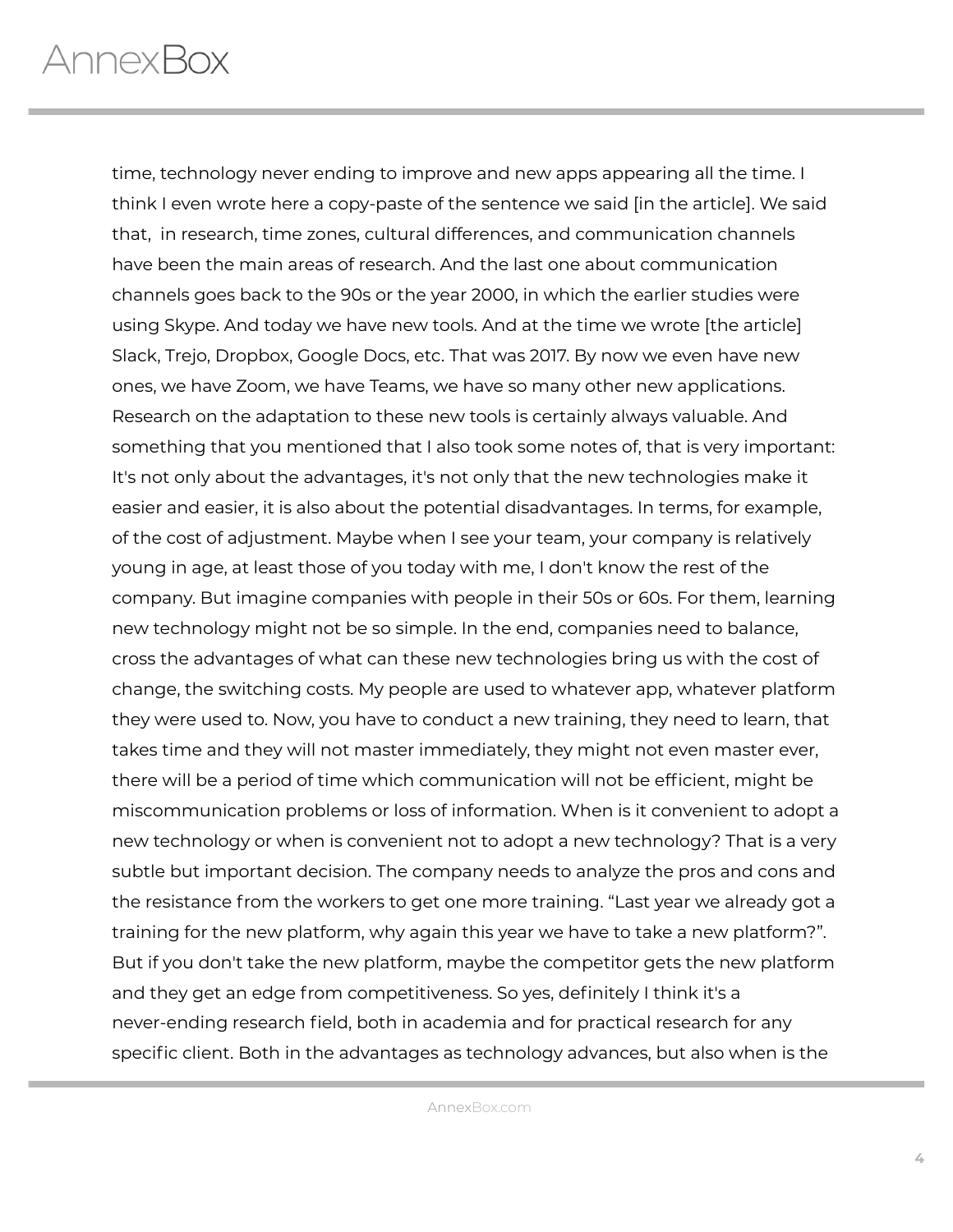time, technology never ending to improve and new apps appearing all the time. I think I even wrote here a copy-paste of the sentence we said [in the article]. We said that, in research, time zones, cultural differences, and communication channels have been the main areas of research. And the last one about communication channels goes back to the 90s or the year 2000, in which the earlier studies were using Skype. And today we have new tools. And at the time we wrote [the article] Slack, Trejo, Dropbox, Google Docs, etc. That was 2017. By now we even have new ones, we have Zoom, we have Teams, we have so many other new applications. Research on the adaptation to these new tools is certainly always valuable. And something that you mentioned that I also took some notes of, that is very important: It's not only about the advantages, it's not only that the new technologies make it easier and easier, it is also about the potential disadvantages. In terms, for example, of the cost of adjustment. Maybe when I see your team, your company is relatively young in age, at least those of you today with me, I don't know the rest of the company. But imagine companies with people in their 50s or 60s. For them, learning new technology might not be so simple. In the end, companies need to balance, cross the advantages of what can these new technologies bring us with the cost of change, the switching costs. My people are used to whatever app, whatever platform they were used to. Now, you have to conduct a new training, they need to learn, that takes time and they will not master immediately, they might not even master ever, there will be a period of time which communication will not be efficient, might be miscommunication problems or loss of information. When is it convenient to adopt a new technology or when is convenient not to adopt a new technology? That is a very subtle but important decision. The company needs to analyze the pros and cons and the resistance from the workers to get one more training. "Last year we already got a training for the new platform, why again this year we have to take a new platform?". But if you don't take the new platform, maybe the competitor gets the new platform and they get an edge from competitiveness. So yes, definitely I think it's a never-ending research field, both in academia and for practical research for any specific client. Both in the advantages as technology advances, but also when is the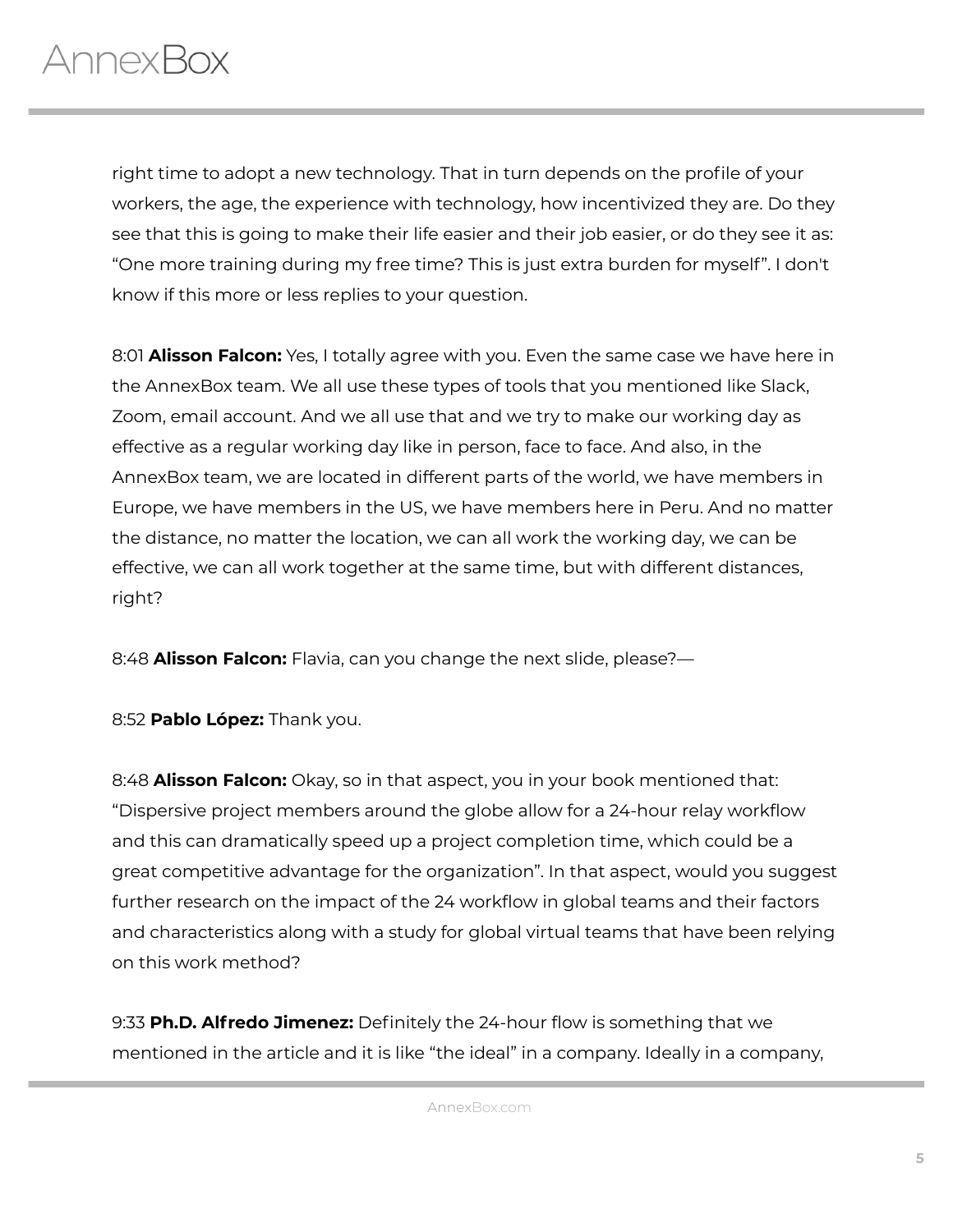right time to adopt a new technology. That in turn depends on the profile of your workers, the age, the experience with technology, how incentivized they are. Do they see that this is going to make their life easier and their job easier, or do they see it as: “One more training during my free time? This is just extra burden for myself”. I don't know if this more or less replies to your question.

8:01 **Alisson Falcon:** Yes, I totally agree with you. Even the same case we have here in the AnnexBox team. We all use these types of tools that you mentioned like Slack, Zoom, email account. And we all use that and we try to make our working day as effective as a regular working day like in person, face to face. And also, in the AnnexBox team, we are located in different parts of the world, we have members in Europe, we have members in the US, we have members here in Peru. And no matter the distance, no matter the location, we can all work the working day, we can be effective, we can all work together at the same time, but with different distances, right?

8:48 **Alisson Falcon:** Flavia, can you change the next slide, please?—

8:52 **Pablo López:** Thank you.

8:48 **Alisson Falcon:** Okay, so in that aspect, you in your book mentioned that: “Dispersive project members around the globe allow for a 24-hour relay workflow and this can dramatically speed up a project completion time, which could be a great competitive advantage for the organization”. In that aspect, would you suggest further research on the impact of the 24 workflow in global teams and their factors and characteristics along with a study for global virtual teams that have been relying on this work method?

9:33 **Ph.D. Alfredo Jimenez:** Definitely the 24-hour flow is something that we mentioned in the article and it is like “the ideal” in a company. Ideally in a company,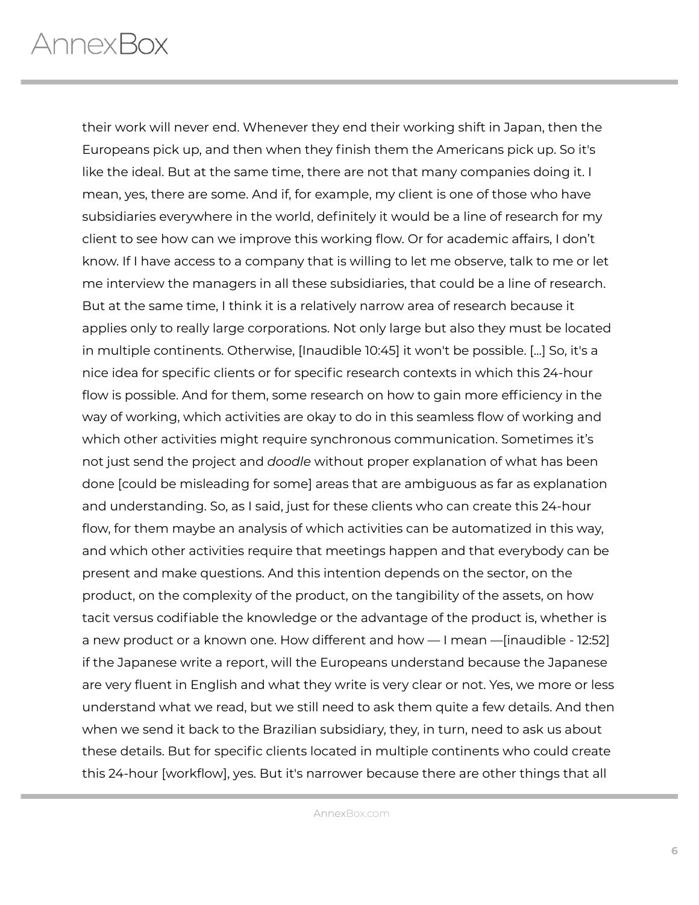their work will never end. Whenever they end their working shift in Japan, then the Europeans pick up, and then when they finish them the Americans pick up. So it's like the ideal. But at the same time, there are not that many companies doing it. I mean, yes, there are some. And if, for example, my client is one of those who have subsidiaries everywhere in the world, definitely it would be a line of research for my client to see how can we improve this working flow. Or for academic affairs, I don't know. If I have access to a company that is willing to let me observe, talk to me or let me interview the managers in all these subsidiaries, that could be a line of research. But at the same time, I think it is a relatively narrow area of research because it applies only to really large corporations. Not only large but also they must be located in multiple continents. Otherwise, [Inaudible 10:45] it won't be possible. [...] So, it's a nice idea for specific clients or for specific research contexts in which this 24-hour flow is possible. And for them, some research on how to gain more efficiency in the way of working, which activities are okay to do in this seamless flow of working and which other activities might require synchronous communication. Sometimes it's not just send the project and *doodle* without proper explanation of what has been done [could be misleading for some] areas that are ambiguous as far as explanation and understanding. So, as I said, just for these clients who can create this 24-hour flow, for them maybe an analysis of which activities can be automatized in this way, and which other activities require that meetings happen and that everybody can be present and make questions. And this intention depends on the sector, on the product, on the complexity of the product, on the tangibility of the assets, on how tacit versus codifiable the knowledge or the advantage of the product is, whether is a new product or a known one. How different and how — I mean —[inaudible - 12:52] if the Japanese write a report, will the Europeans understand because the Japanese are very fluent in English and what they write is very clear or not. Yes, we more or less understand what we read, but we still need to ask them quite a few details. And then when we send it back to the Brazilian subsidiary, they, in turn, need to ask us about these details. But for specific clients located in multiple continents who could create this 24-hour [workflow], yes. But it's narrower because there are other things that all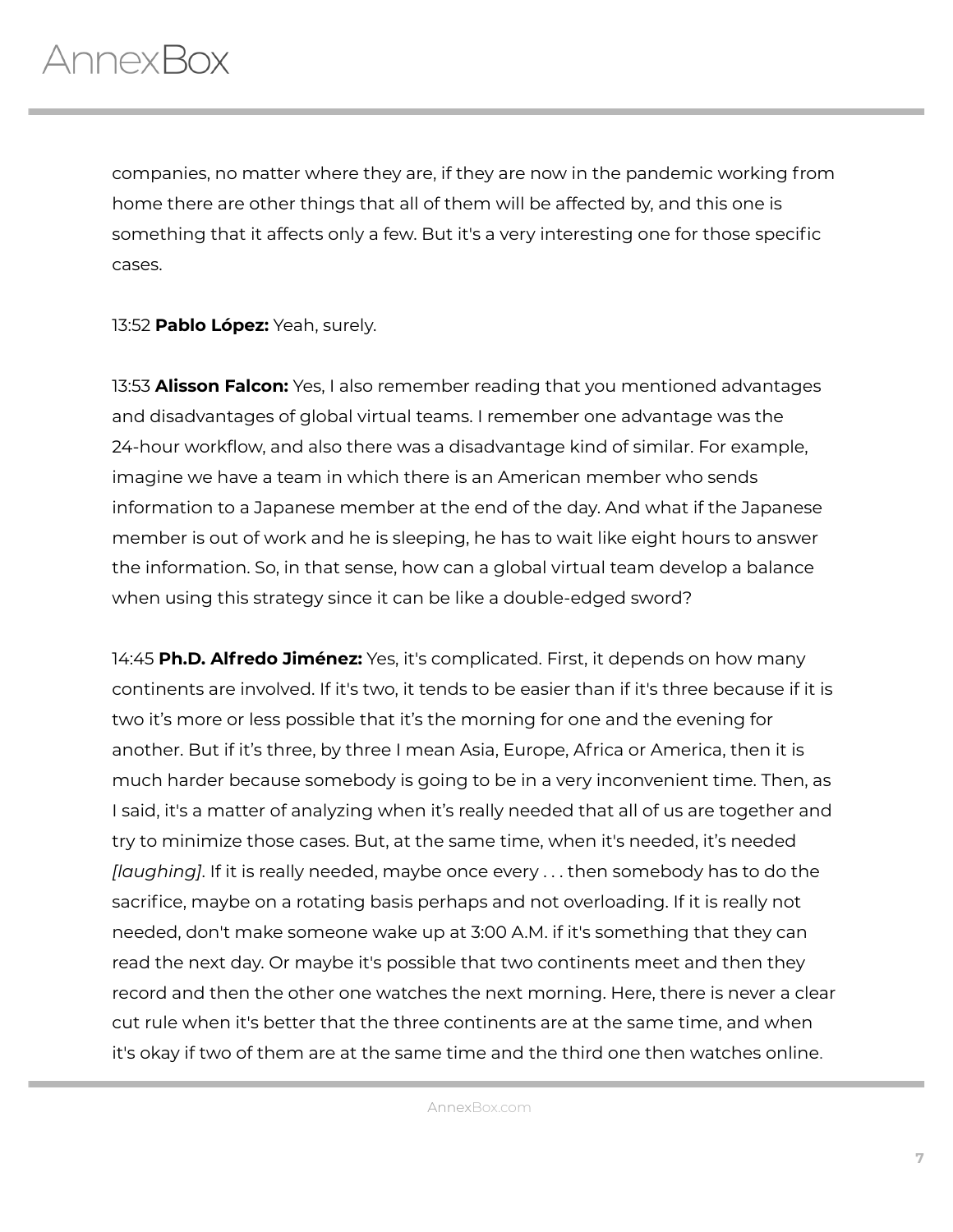companies, no matter where they are, if they are now in the pandemic working from home there are other things that all of them will be affected by, and this one is something that it affects only a few. But it's a very interesting one for those specific cases.

13:52 **Pablo López:** Yeah, surely.

13:53 **Alisson Falcon:** Yes, I also remember reading that you mentioned advantages and disadvantages of global virtual teams. I remember one advantage was the 24-hour workflow, and also there was a disadvantage kind of similar. For example, imagine we have a team in which there is an American member who sends information to a Japanese member at the end of the day. And what if the Japanese member is out of work and he is sleeping, he has to wait like eight hours to answer the information. So, in that sense, how can a global virtual team develop a balance when using this strategy since it can be like a double-edged sword?

14:45 **Ph.D. Alfredo Jiménez:** Yes, it's complicated. First, it depends on how many continents are involved. If it's two, it tends to be easier than if it's three because if it is two it's more or less possible that it's the morning for one and the evening for another. But if it's three, by three I mean Asia, Europe, Africa or America, then it is much harder because somebody is going to be in a very inconvenient time. Then, as I said, it's a matter of analyzing when it's really needed that all of us are together and try to minimize those cases. But, at the same time, when it's needed, it's needed *[laughing]*. If it is really needed, maybe once every . . . then somebody has to do the sacrifice, maybe on a rotating basis perhaps and not overloading. If it is really not needed, don't make someone wake up at 3:00 A.M. if it's something that they can read the next day. Or maybe it's possible that two continents meet and then they record and then the other one watches the next morning. Here, there is never a clear cut rule when it's better that the three continents are at the same time, and when it's okay if two of them are at the same time and the third one then watches online.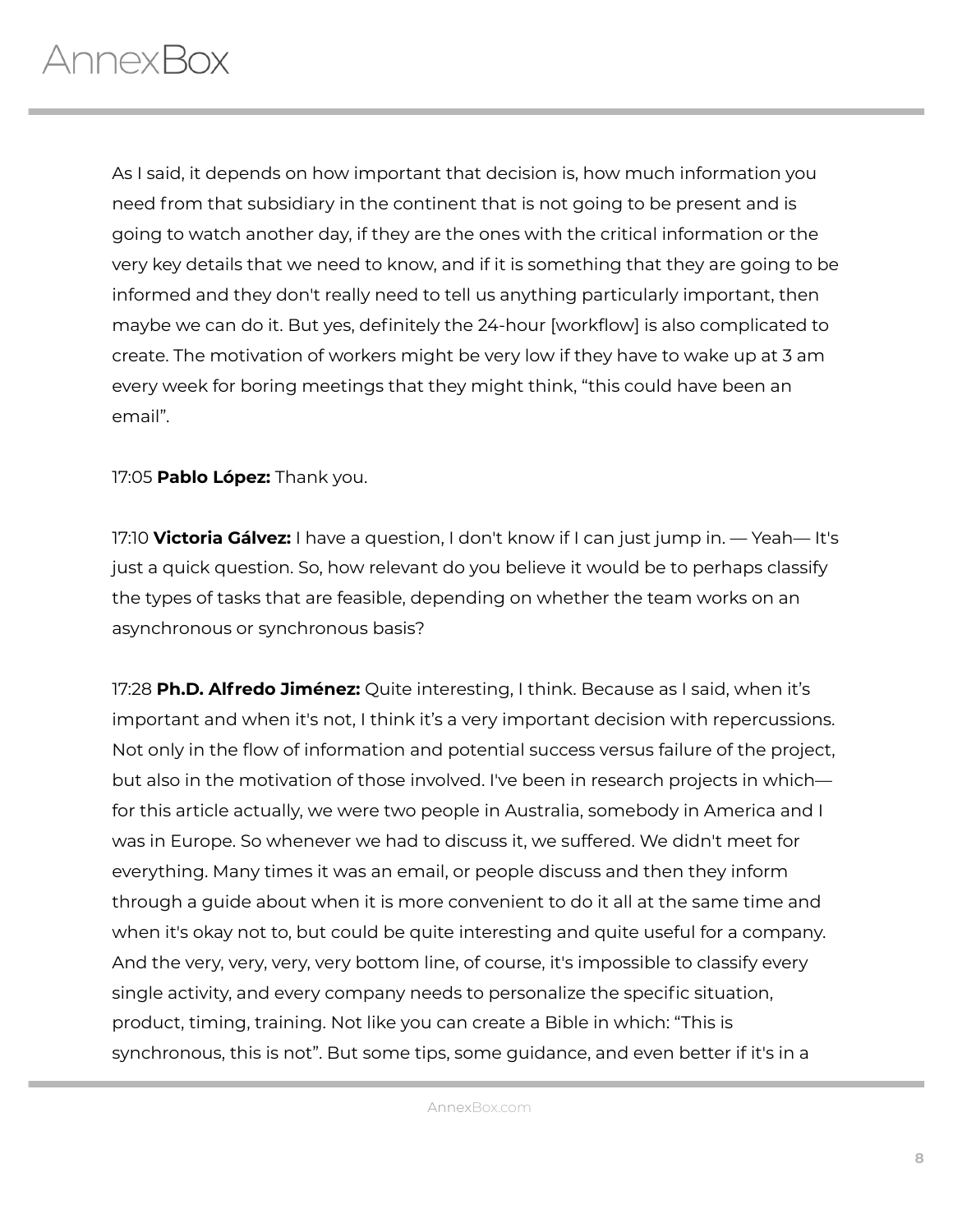As I said, it depends on how important that decision is, how much information you need from that subsidiary in the continent that is not going to be present and is going to watch another day, if they are the ones with the critical information or the very key details that we need to know, and if it is something that they are going to be informed and they don't really need to tell us anything particularly important, then maybe we can do it. But yes, definitely the 24-hour [workflow] is also complicated to create. The motivation of workers might be very low if they have to wake up at 3 am every week for boring meetings that they might think, "this could have been an email".

17:05 **Pablo López:** Thank you.

17:10 **Victoria Gálvez:** I have a question, I don't know if I can just jump in. — Yeah— It's just a quick question. So, how relevant do you believe it would be to perhaps classify the types of tasks that are feasible, depending on whether the team works on an asynchronous or synchronous basis?

17:28 **Ph.D. Alfredo Jiménez:** Quite interesting, I think. Because as I said, when it's important and when it's not, I think it's a very important decision with repercussions. Not only in the flow of information and potential success versus failure of the project, but also in the motivation of those involved. I've been in research projects in which— for this article actually, we were two people in Australia, somebody in America and I was in Europe. So whenever we had to discuss it, we suffered. We didn't meet for everything. Many times it was an email, or people discuss and then they inform through a guide about when it is more convenient to do it all at the same time and when it's okay not to, but could be quite interesting and quite useful for a company. And the very, very, very, very bottom line, of course, it's impossible to classify every single activity, and every company needs to personalize the specific situation, product, timing, training. Not like you can create a Bible in which: "This is synchronous, this is not". But some tips, some guidance, and even better if it's in a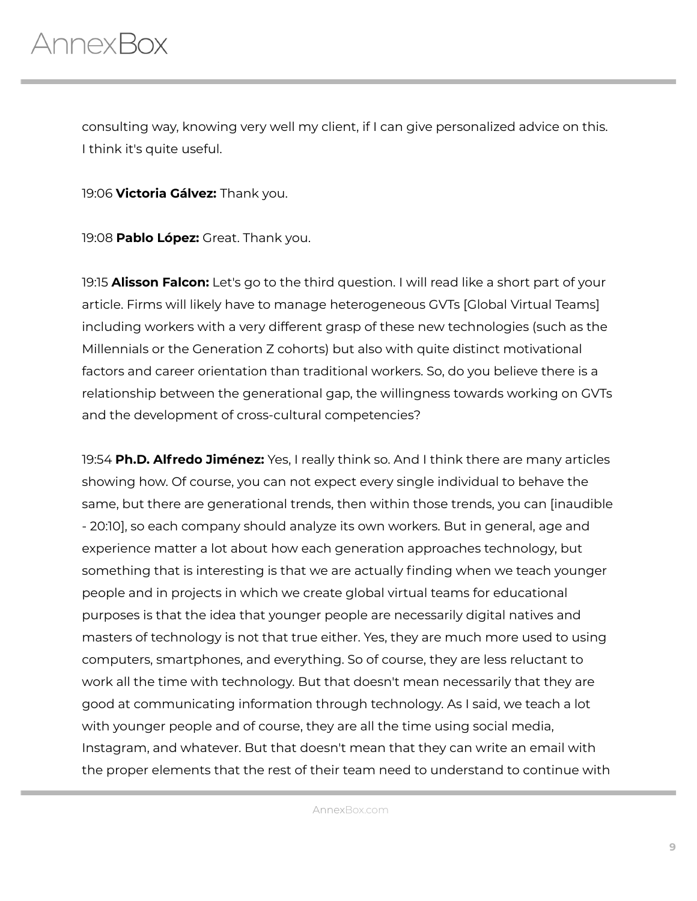consulting way, knowing very well my client, if I can give personalized advice on this. I think it's quite useful.

19:06 **Victoria Gálvez:** Thank you.

19:08 **Pablo López:** Great. Thank you.

19:15 **Alisson Falcon:** Let's go to the third question. I will read like a short part of your article. Firms will likely have to manage heterogeneous GVTs [Global Virtual Teams] including workers with a very different grasp of these new technologies (such as the Millennials or the Generation Z cohorts) but also with quite distinct motivational factors and career orientation than traditional workers. So, do you believe there is a relationship between the generational gap, the willingness towards working on GVTs and the development of cross-cultural competencies?

19:54 **Ph.D. Alfredo Jiménez:** Yes, I really think so. And I think there are many articles showing how. Of course, you can not expect every single individual to behave the same, but there are generational trends, then within those trends, you can [inaudible - 20:10], so each company should analyze its own workers. But in general, age and experience matter a lot about how each generation approaches technology, but something that is interesting is that we are actually finding when we teach younger people and in projects in which we create global virtual teams for educational purposes is that the idea that younger people are necessarily digital natives and masters of technology is not that true either. Yes, they are much more used to using computers, smartphones, and everything. So of course, they are less reluctant to work all the time with technology. But that doesn't mean necessarily that they are good at communicating information through technology. As I said, we teach a lot with younger people and of course, they are all the time using social media, Instagram, and whatever. But that doesn't mean that they can write an email with the proper elements that the rest of their team need to understand to continue with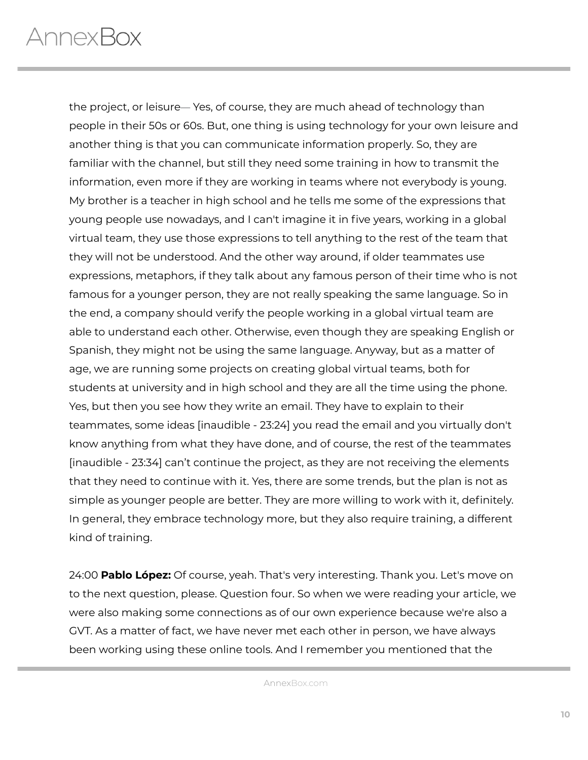the project, or leisure— Yes, of course, they are much ahead of technology than people in their 50s or 60s. But, one thing is using technology for your own leisure and another thing is that you can communicate information properly. So, they are familiar with the channel, but still they need some training in how to transmit the information, even more if they are working in teams where not everybody is young. My brother is a teacher in high school and he tells me some of the expressions that young people use nowadays, and I can't imagine it in five years, working in a global virtual team, they use those expressions to tell anything to the rest of the team that they will not be understood. And the other way around, if older teammates use expressions, metaphors, if they talk about any famous person of their time who is not famous for a younger person, they are not really speaking the same language. So in the end, a company should verify the people working in a global virtual team are able to understand each other. Otherwise, even though they are speaking English or Spanish, they might not be using the same language. Anyway, but as a matter of age, we are running some projects on creating global virtual teams, both for students at university and in high school and they are all the time using the phone. Yes, but then you see how they write an email. They have to explain to their teammates, some ideas [inaudible - 23:24] you read the email and you virtually don't know anything from what they have done, and of course, the rest of the teammates [inaudible - 23:34] can't continue the project, as they are not receiving the elements that they need to continue with it. Yes, there are some trends, but the plan is not as simple as younger people are better. They are more willing to work with it, definitely. In general, they embrace technology more, but they also require training, a different kind of training.

24:00 **Pablo López:** Of course, yeah. That's very interesting. Thank you. Let's move on to the next question, please. Question four. So when we were reading your article, we were also making some connections as of our own experience because we're also a GVT. As a matter of fact, we have never met each other in person, we have always been working using these online tools. And I remember you mentioned that the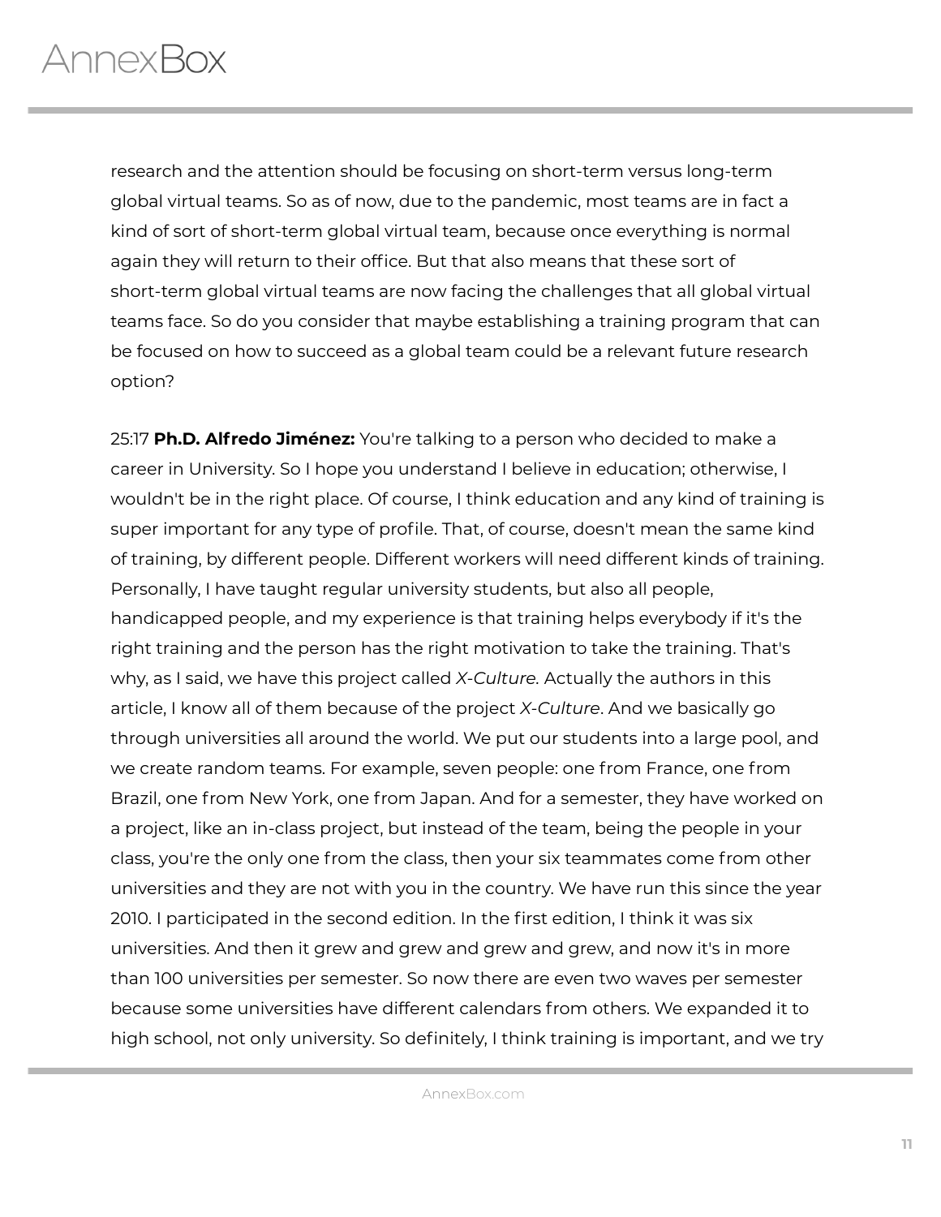research and the attention should be focusing on short-term versus long-term global virtual teams. So as of now, due to the pandemic, most teams are in fact a kind of sort of short-term global virtual team, because once everything is normal again they will return to their office. But that also means that these sort of short-term global virtual teams are now facing the challenges that all global virtual teams face. So do you consider that maybe establishing a training program that can be focused on how to succeed as a global team could be a relevant future research option?

25:17 **Ph.D. Alfredo Jiménez:** You're talking to a person who decided to make a career in University. So I hope you understand I believe in education; otherwise, I wouldn't be in the right place. Of course, I think education and any kind of training is super important for any type of profile. That, of course, doesn't mean the same kind of training, by different people. Different workers will need different kinds of training. Personally, I have taught regular university students, but also all people, handicapped people, and my experience is that training helps everybody if it's the right training and the person has the right motivation to take the training. That's why, as I said, we have this project called *X-Culture.* Actually the authors in this article, I know all of them because of the project *X-Culture*. And we basically go through universities all around the world. We put our students into a large pool, and we create random teams. For example, seven people: one from France, one from Brazil, one from New York, one from Japan. And for a semester, they have worked on a project, like an in-class project, but instead of the team, being the people in your class, you're the only one from the class, then your six teammates come from other universities and they are not with you in the country. We have run this since the year 2010. I participated in the second edition. In the first edition, I think it was six universities. And then it grew and grew and grew and grew, and now it's in more than 100 universities per semester. So now there are even two waves per semester because some universities have different calendars from others. We expanded it to high school, not only university. So definitely, I think training is important, and we try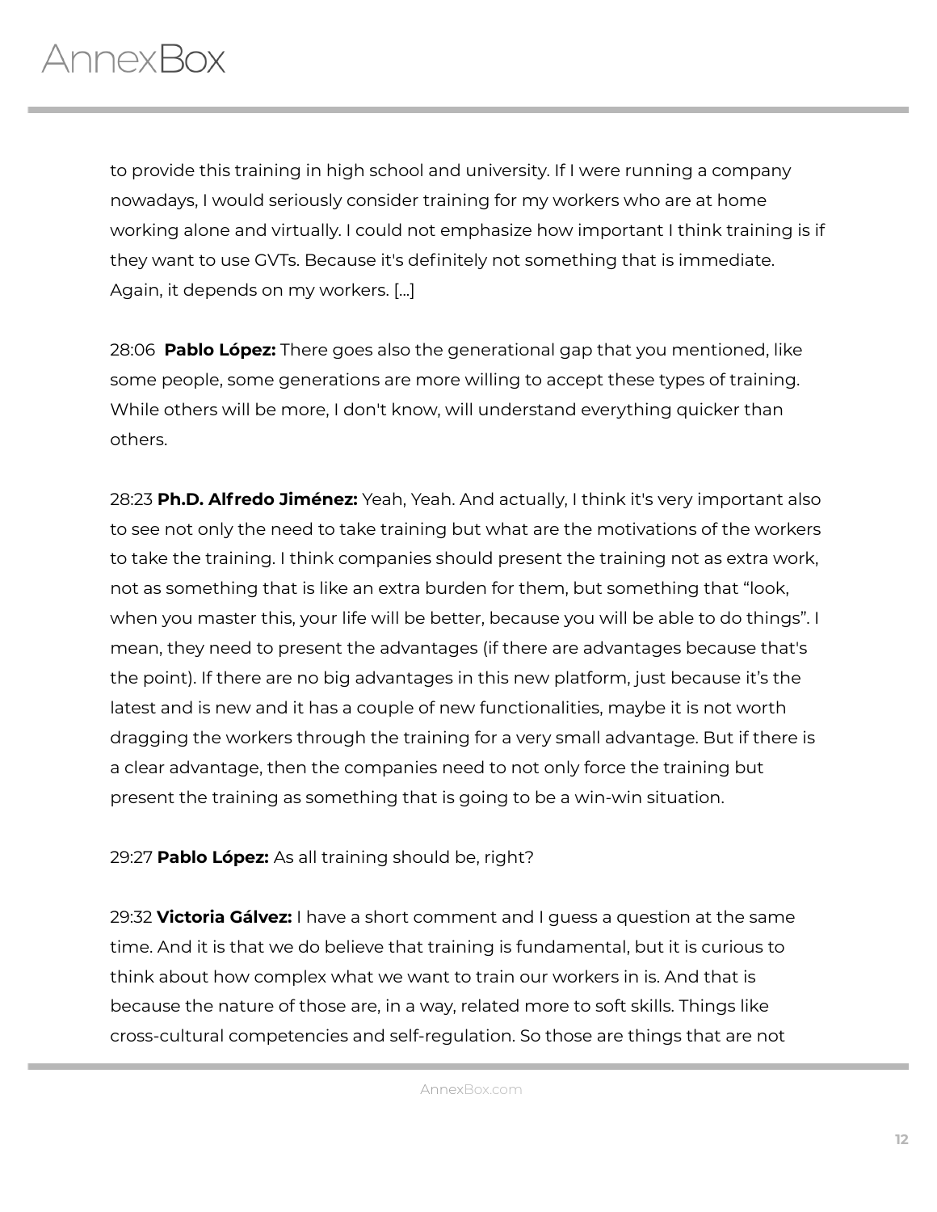to provide this training in high school and university. If I were running a company nowadays, I would seriously consider training for my workers who are at home working alone and virtually. I could not emphasize how important I think training is if they want to use GVTs. Because it's definitely not something that is immediate. Again, it depends on my workers. [...]

28:06 **Pablo López:** There goes also the generational gap that you mentioned, like some people, some generations are more willing to accept these types of training. While others will be more, I don't know, will understand everything quicker than others.

28:23 **Ph.D. Alfredo Jiménez:** Yeah, Yeah. And actually, I think it's very important also to see not only the need to take training but what are the motivations of the workers to take the training. I think companies should present the training not as extra work, not as something that is like an extra burden for them, but something that "look, when you master this, your life will be better, because you will be able to do things". I mean, they need to present the advantages (if there are advantages because that's the point). If there are no big advantages in this new platform, just because it's the latest and is new and it has a couple of new functionalities, maybe it is not worth dragging the workers through the training for a very small advantage. But if there is a clear advantage, then the companies need to not only force the training but present the training as something that is going to be a win-win situation.

29:27 **Pablo López:** As all training should be, right?

29:32 **Victoria Gálvez:** I have a short comment and I guess a question at the same time. And it is that we do believe that training is fundamental, but it is curious to think about how complex what we want to train our workers in is. And that is because the nature of those are, in a way, related more to soft skills. Things like cross-cultural competencies and self-regulation. So those are things that are not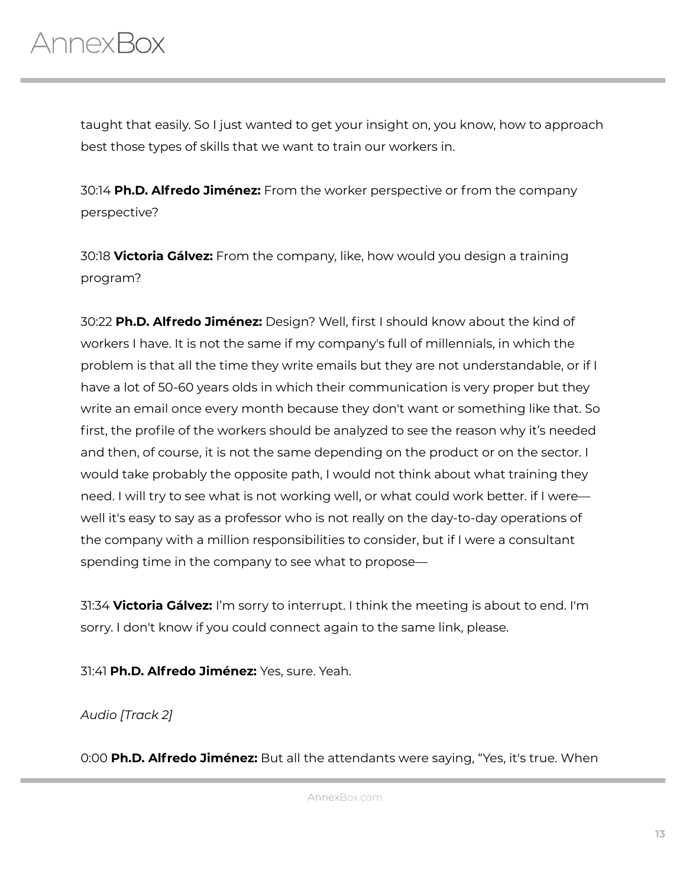taught that easily. So I just wanted to get your insight on, you know, how to approach best those types of skills that we want to train our workers in.

30:14 **Ph.D. Alfredo Jiménez:** From the worker perspective or from the company perspective?

30:18 **Victoria Gálvez:** From the company, like, how would you design a training program?

30:22 **Ph.D. Alfredo Jiménez:** Design? Well, first I should know about the kind of workers I have. It is not the same if my company's full of millennials, in which the problem is that all the time they write emails but they are not understandable, or if I have a lot of 50-60 years olds in which their communication is very proper but they write an email once every month because they don't want or something like that. So first, the profile of the workers should be analyzed to see the reason why it's needed and then, of course, it is not the same depending on the product or on the sector. I would take probably the opposite path, I would not think about what training they need. I will try to see what is not working well, or what could work better. if I were— well it's easy to say as a professor who is not really on the day-to-day operations of the company with a million responsibilities to consider, but if I were a consultant spending time in the company to see what to propose—

31:34 **Victoria Gálvez:** I'm sorry to interrupt. I think the meeting is about to end. I'm sorry. I don't know if you could connect again to the same link, please.

31:41 **Ph.D. Alfredo Jiménez:** Yes, sure. Yeah.

*Audio [Track 2]*

0:00 **Ph.D. Alfredo Jiménez:** But all the attendants were saying, "Yes, it's true. When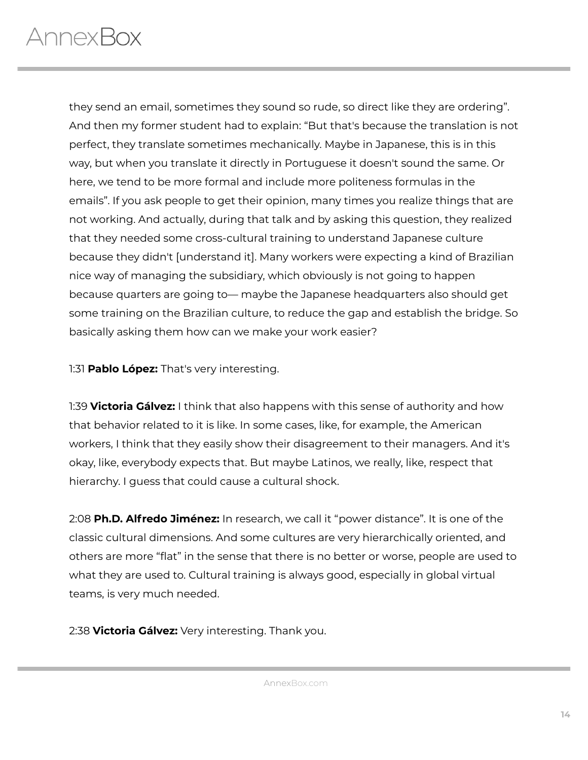they send an email, sometimes they sound so rude, so direct like they are ordering". And then my former student had to explain: "But that's because the translation is not perfect, they translate sometimes mechanically. Maybe in Japanese, this is in this way, but when you translate it directly in Portuguese it doesn't sound the same. Or here, we tend to be more formal and include more politeness formulas in the emails". If you ask people to get their opinion, many times you realize things that are not working. And actually, during that talk and by asking this question, they realized that they needed some cross-cultural training to understand Japanese culture because they didn't [understand it]. Many workers were expecting a kind of Brazilian nice way of managing the subsidiary, which obviously is not going to happen because quarters are going to— maybe the Japanese headquarters also should get some training on the Brazilian culture, to reduce the gap and establish the bridge. So basically asking them how can we make your work easier?

1:31 **Pablo López:** That's very interesting.

1:39 **Victoria Gálvez:** I think that also happens with this sense of authority and how that behavior related to it is like. In some cases, like, for example, the American workers, I think that they easily show their disagreement to their managers. And it's okay, like, everybody expects that. But maybe Latinos, we really, like, respect that hierarchy. I guess that could cause a cultural shock.

2:08 **Ph.D. Alfredo Jiménez:** In research, we call it "power distance". It is one of the classic cultural dimensions. And some cultures are very hierarchically oriented, and others are more "flat" in the sense that there is no better or worse, people are used to what they are used to. Cultural training is always good, especially in global virtual teams, is very much needed.

2:38 **Victoria Gálvez:** Very interesting. Thank you.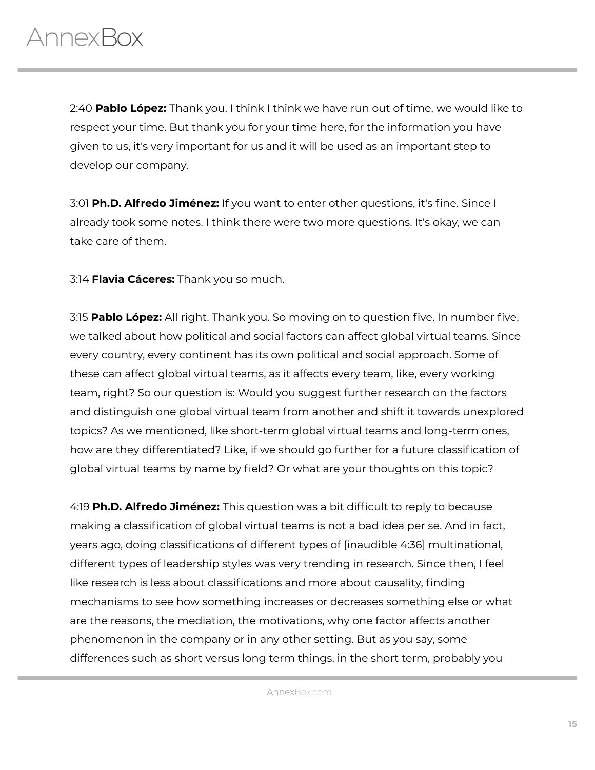2:40 **Pablo López:** Thank you, I think I think we have run out of time, we would like to respect your time. But thank you for your time here, for the information you have given to us, it's very important for us and it will be used as an important step to develop our company.

3:01 **Ph.D. Alfredo Jiménez:** If you want to enter other questions, it's fine. Since I already took some notes. I think there were two more questions. It's okay, we can take care of them.

3:14 **Flavia Cáceres:** Thank you so much.

3:15 **Pablo López:** All right. Thank you. So moving on to question five. In number five, we talked about how political and social factors can affect global virtual teams. Since every country, every continent has its own political and social approach. Some of these can affect global virtual teams, as it affects every team, like, every working team, right? So our question is: Would you suggest further research on the factors and distinguish one global virtual team from another and shift it towards unexplored topics? As we mentioned, like short-term global virtual teams and long-term ones, how are they differentiated? Like, if we should go further for a future classification of global virtual teams by name by field? Or what are your thoughts on this topic?

4:19 **Ph.D. Alfredo Jiménez:** This question was a bit difficult to reply to because making a classification of global virtual teams is not a bad idea per se. And in fact, years ago, doing classifications of different types of [inaudible 4:36] multinational, different types of leadership styles was very trending in research. Since then, I feel like research is less about classifications and more about causality, finding mechanisms to see how something increases or decreases something else or what are the reasons, the mediation, the motivations, why one factor affects another phenomenon in the company or in any other setting. But as you say, some differences such as short versus long term things, in the short term, probably you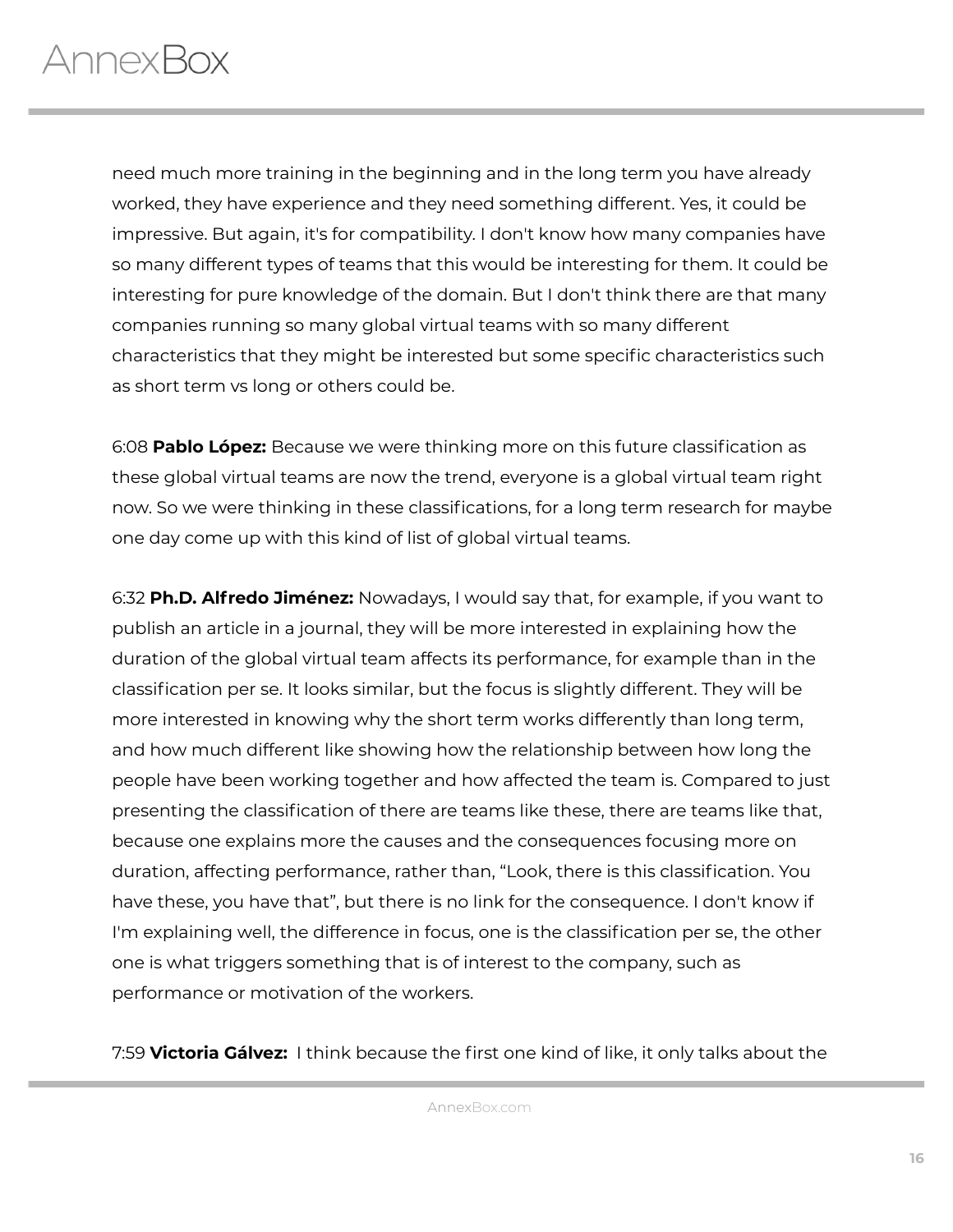need much more training in the beginning and in the long term you have already worked, they have experience and they need something different. Yes, it could be impressive. But again, it's for compatibility. I don't know how many companies have so many different types of teams that this would be interesting for them. It could be interesting for pure knowledge of the domain. But I don't think there are that many companies running so many global virtual teams with so many different characteristics that they might be interested but some specific characteristics such as short term vs long or others could be.

6:08 **Pablo López:** Because we were thinking more on this future classification as these global virtual teams are now the trend, everyone is a global virtual team right now. So we were thinking in these classifications, for a long term research for maybe one day come up with this kind of list of global virtual teams.

6:32 **Ph.D. Alfredo Jiménez:** Nowadays, I would say that, for example, if you want to publish an article in a journal, they will be more interested in explaining how the duration of the global virtual team affects its performance, for example than in the classification per se. It looks similar, but the focus is slightly different. They will be more interested in knowing why the short term works differently than long term, and how much different like showing how the relationship between how long the people have been working together and how affected the team is. Compared to just presenting the classification of there are teams like these, there are teams like that, because one explains more the causes and the consequences focusing more on duration, affecting performance, rather than, "Look, there is this classification. You have these, you have that", but there is no link for the consequence. I don't know if I'm explaining well, the difference in focus, one is the classification per se, the other one is what triggers something that is of interest to the company, such as performance or motivation of the workers.

7:59 **Victoria Gálvez:** I think because the first one kind of like, it only talks about the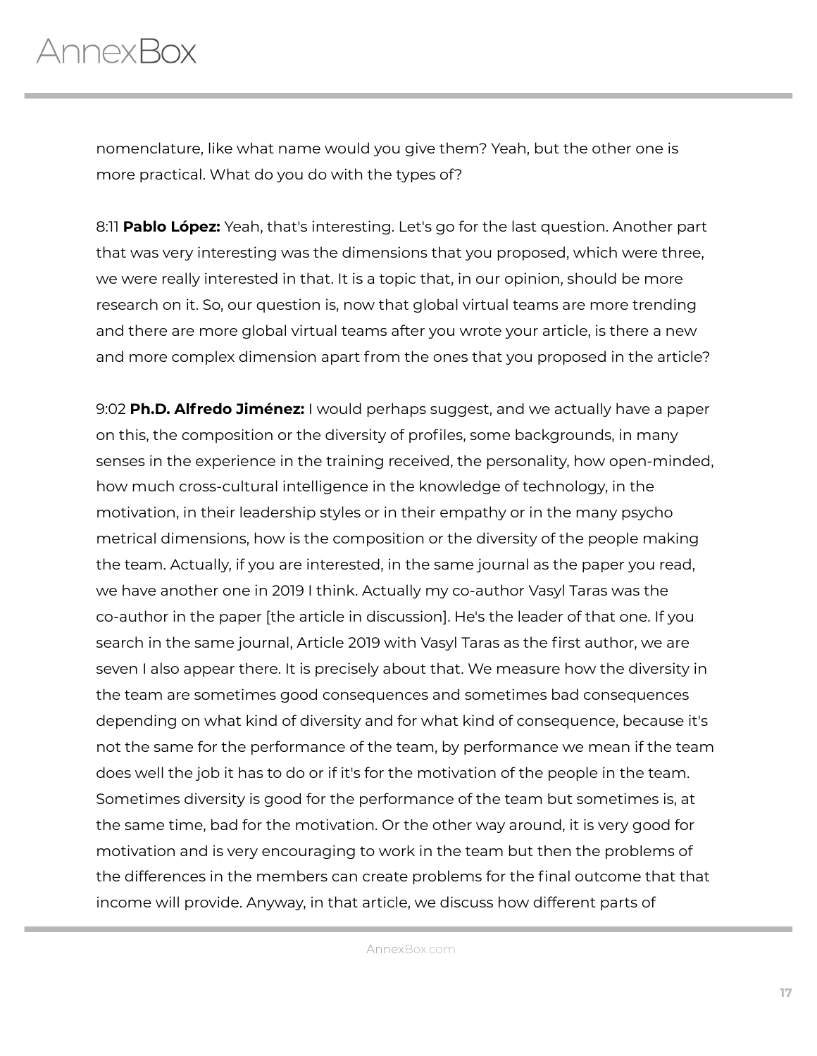nomenclature, like what name would you give them? Yeah, but the other one is more practical. What do you do with the types of?

8:11 **Pablo López:** Yeah, that's interesting. Let's go for the last question. Another part that was very interesting was the dimensions that you proposed, which were three, we were really interested in that. It is a topic that, in our opinion, should be more research on it. So, our question is, now that global virtual teams are more trending and there are more global virtual teams after you wrote your article, is there a new and more complex dimension apart from the ones that you proposed in the article?

9:02 **Ph.D. Alfredo Jiménez:** I would perhaps suggest, and we actually have a paper on this, the composition or the diversity of profiles, some backgrounds, in many senses in the experience in the training received, the personality, how open-minded, how much cross-cultural intelligence in the knowledge of technology, in the motivation, in their leadership styles or in their empathy or in the many psycho metrical dimensions, how is the composition or the diversity of the people making the team. Actually, if you are interested, in the same journal as the paper you read, we have another one in 2019 I think. Actually my co-author Vasyl Taras was the co-author in the paper [the article in discussion]. He's the leader of that one. If you search in the same journal, Article 2019 with Vasyl Taras as the first author, we are seven I also appear there. It is precisely about that. We measure how the diversity in the team are sometimes good consequences and sometimes bad consequences depending on what kind of diversity and for what kind of consequence, because it's not the same for the performance of the team, by performance we mean if the team does well the job it has to do or if it's for the motivation of the people in the team. Sometimes diversity is good for the performance of the team but sometimes is, at the same time, bad for the motivation. Or the other way around, it is very good for motivation and is very encouraging to work in the team but then the problems of the differences in the members can create problems for the final outcome that that income will provide. Anyway, in that article, we discuss how different parts of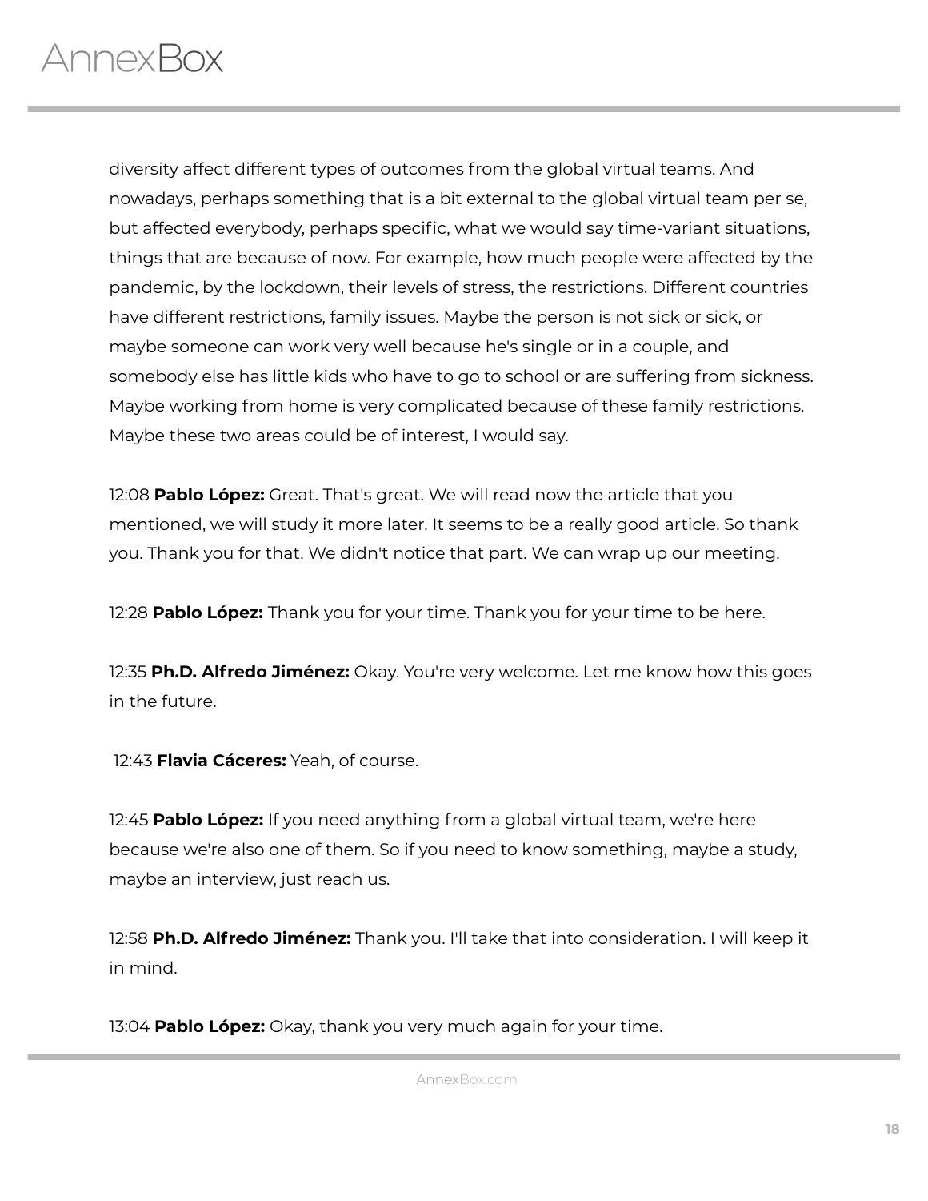diversity affect different types of outcomes from the global virtual teams. And nowadays, perhaps something that is a bit external to the global virtual team per se, but affected everybody, perhaps specific, what we would say time-variant situations, things that are because of now. For example, how much people were affected by the pandemic, by the lockdown, their levels of stress, the restrictions. Different countries have different restrictions, family issues. Maybe the person is not sick or sick, or maybe someone can work very well because he's single or in a couple, and somebody else has little kids who have to go to school or are suffering from sickness. Maybe working from home is very complicated because of these family restrictions. Maybe these two areas could be of interest, I would say.

12:08 **Pablo López:** Great. That's great. We will read now the article that you mentioned, we will study it more later. It seems to be a really good article. So thank you. Thank you for that. We didn't notice that part. We can wrap up our meeting.

12:28 **Pablo López:** Thank you for your time. Thank you for your time to be here.

12:35 **Ph.D. Alfredo Jiménez:** Okay. You're very welcome. Let me know how this goes in the future.

12:43 **Flavia Cáceres:** Yeah, of course.

12:45 **Pablo López:** If you need anything from a global virtual team, we're here because we're also one of them. So if you need to know something, maybe a study, maybe an interview, just reach us.

12:58 **Ph.D. Alfredo Jiménez:** Thank you. I'll take that into consideration. I will keep it in mind.

13:04 **Pablo López:** Okay, thank you very much again for your time.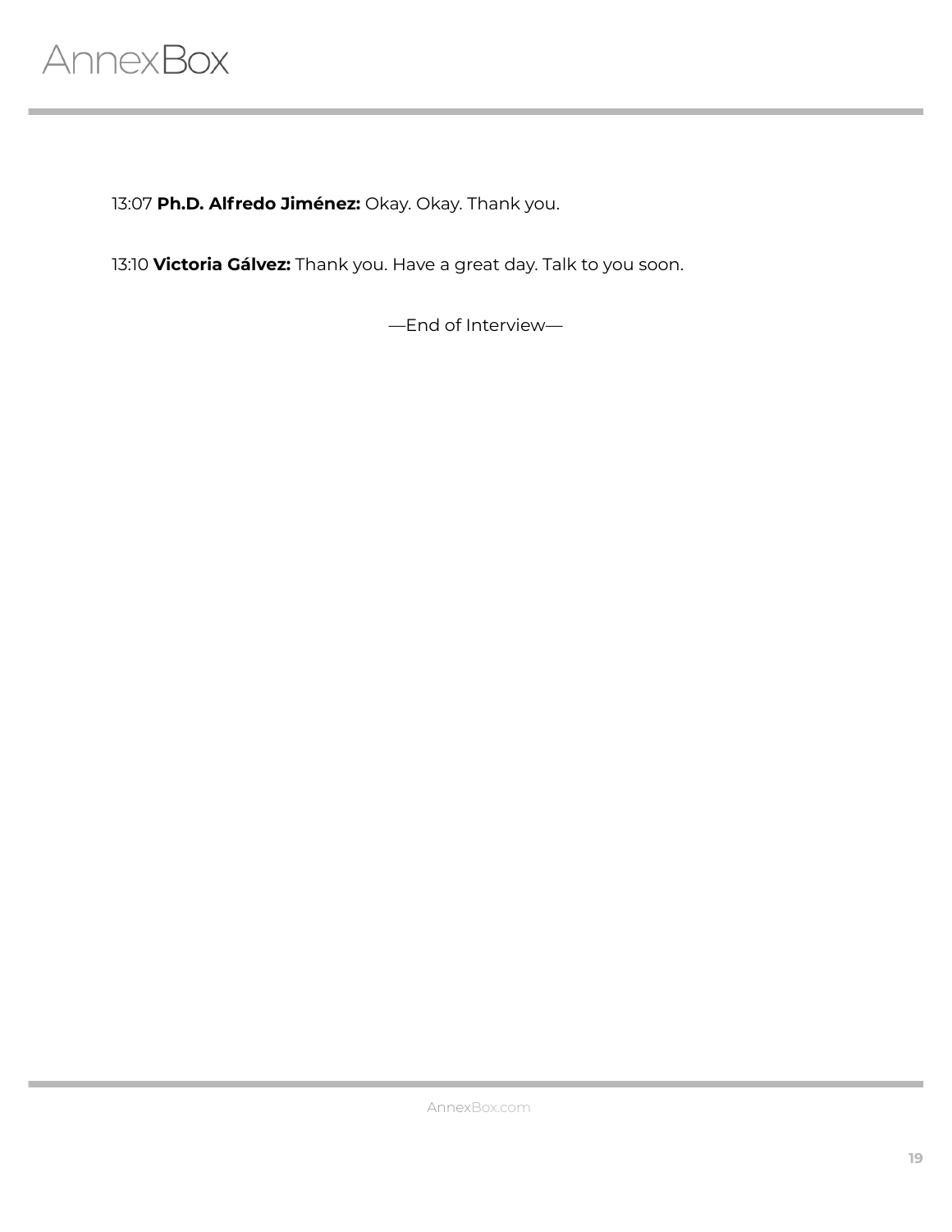13:07 **Ph.D. Alfredo Jiménez:** Okay. Okay. Thank you.

13:10 **Victoria Gálvez:** Thank you. Have a great day. Talk to you soon.

—End of Interview—